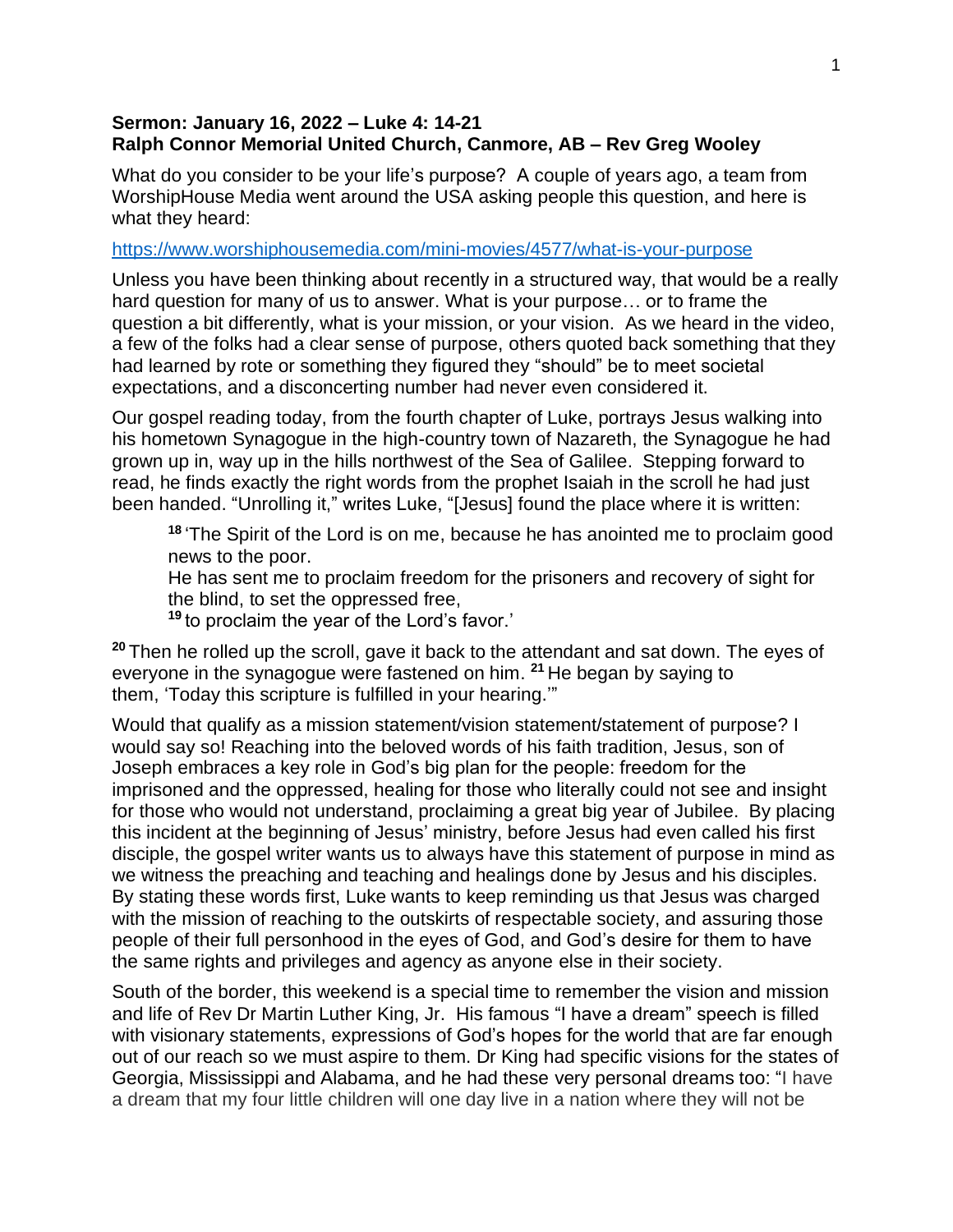**Sermon: January 16, 2022 – Luke 4: 14-21**
**Ralph Connor Memorial United Church, Canmore, AB – Rev Greg Wooley**

What do you consider to be your life's purpose? A couple of years ago, a team from WorshipHouse Media went around the USA asking people this question, and here is what they heard:

https://www.worshiphousemedia.com/mini-movies/4577/what-is-your-purpose

Unless you have been thinking about recently in a structured way, that would be a really hard question for many of us to answer. What is your purpose… or to frame the question a bit differently, what is your mission, or your vision. As we heard in the video, a few of the folks had a clear sense of purpose, others quoted back something that they had learned by rote or something they figured they "should" be to meet societal expectations, and a disconcerting number had never even considered it.

Our gospel reading today, from the fourth chapter of Luke, portrays Jesus walking into his hometown Synagogue in the high-country town of Nazareth, the Synagogue he had grown up in, way up in the hills northwest of the Sea of Galilee. Stepping forward to read, he finds exactly the right words from the prophet Isaiah in the scroll he had just been handed. "Unrolling it," writes Luke, "[Jesus] found the place where it is written:

> [18] 'The Spirit of the Lord is on me, because he has anointed me to proclaim good news to the poor.
> He has sent me to proclaim freedom for the prisoners and recovery of sight for the blind, to set the oppressed free,
> [19] to proclaim the year of the Lord's favor.'

[20] Then he rolled up the scroll, gave it back to the attendant and sat down. The eyes of everyone in the synagogue were fastened on him. [21] He began by saying to them, 'Today this scripture is fulfilled in your hearing.'"

Would that qualify as a mission statement/vision statement/statement of purpose? I would say so! Reaching into the beloved words of his faith tradition, Jesus, son of Joseph embraces a key role in God's big plan for the people: freedom for the imprisoned and the oppressed, healing for those who literally could not see and insight for those who would not understand, proclaiming a great big year of Jubilee. By placing this incident at the beginning of Jesus' ministry, before Jesus had even called his first disciple, the gospel writer wants us to always have this statement of purpose in mind as we witness the preaching and teaching and healings done by Jesus and his disciples. By stating these words first, Luke wants to keep reminding us that Jesus was charged with the mission of reaching to the outskirts of respectable society, and assuring those people of their full personhood in the eyes of God, and God's desire for them to have the same rights and privileges and agency as anyone else in their society.

South of the border, this weekend is a special time to remember the vision and mission and life of Rev Dr Martin Luther King, Jr. His famous "I have a dream" speech is filled with visionary statements, expressions of God's hopes for the world that are far enough out of our reach so we must aspire to them. Dr King had specific visions for the states of Georgia, Mississippi and Alabama, and he had these very personal dreams too: "I have a dream that my four little children will one day live in a nation where they will not be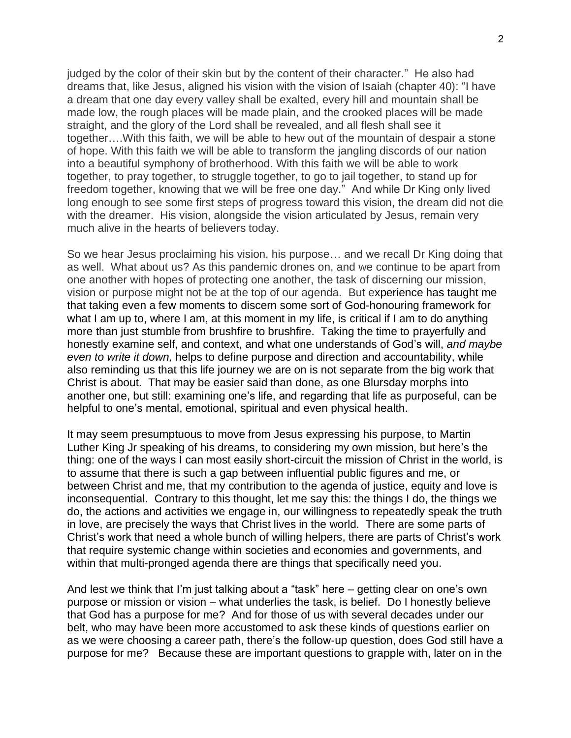judged by the color of their skin but by the content of their character." He also had dreams that, like Jesus, aligned his vision with the vision of Isaiah (chapter 40): "I have a dream that one day every valley shall be exalted, every hill and mountain shall be made low, the rough places will be made plain, and the crooked places will be made straight, and the glory of the Lord shall be revealed, and all flesh shall see it together….With this faith, we will be able to hew out of the mountain of despair a stone of hope. With this faith we will be able to transform the jangling discords of our nation into a beautiful symphony of brotherhood. With this faith we will be able to work together, to pray together, to struggle together, to go to jail together, to stand up for freedom together, knowing that we will be free one day." And while Dr King only lived long enough to see some first steps of progress toward this vision, the dream did not die with the dreamer. His vision, alongside the vision articulated by Jesus, remain very much alive in the hearts of believers today.

So we hear Jesus proclaiming his vision, his purpose… and we recall Dr King doing that as well. What about us? As this pandemic drones on, and we continue to be apart from one another with hopes of protecting one another, the task of discerning our mission, vision or purpose might not be at the top of our agenda. But experience has taught me that taking even a few moments to discern some sort of God-honouring framework for what I am up to, where I am, at this moment in my life, is critical if I am to do anything more than just stumble from brushfire to brushfire. Taking the time to prayerfully and honestly examine self, and context, and what one understands of God's will, *and maybe even to write it down,* helps to define purpose and direction and accountability, while also reminding us that this life journey we are on is not separate from the big work that Christ is about. That may be easier said than done, as one Blursday morphs into another one, but still: examining one's life, and regarding that life as purposeful, can be helpful to one's mental, emotional, spiritual and even physical health.

It may seem presumptuous to move from Jesus expressing his purpose, to Martin Luther King Jr speaking of his dreams, to considering my own mission, but here's the thing: one of the ways I can most easily short-circuit the mission of Christ in the world, is to assume that there is such a gap between influential public figures and me, or between Christ and me, that my contribution to the agenda of justice, equity and love is inconsequential. Contrary to this thought, let me say this: the things I do, the things we do, the actions and activities we engage in, our willingness to repeatedly speak the truth in love, are precisely the ways that Christ lives in the world. There are some parts of Christ's work that need a whole bunch of willing helpers, there are parts of Christ's work that require systemic change within societies and economies and governments, and within that multi-pronged agenda there are things that specifically need you.

And lest we think that I'm just talking about a "task" here – getting clear on one's own purpose or mission or vision – what underlies the task, is belief. Do I honestly believe that God has a purpose for me? And for those of us with several decades under our belt, who may have been more accustomed to ask these kinds of questions earlier on as we were choosing a career path, there's the follow-up question, does God still have a purpose for me? Because these are important questions to grapple with, later on in the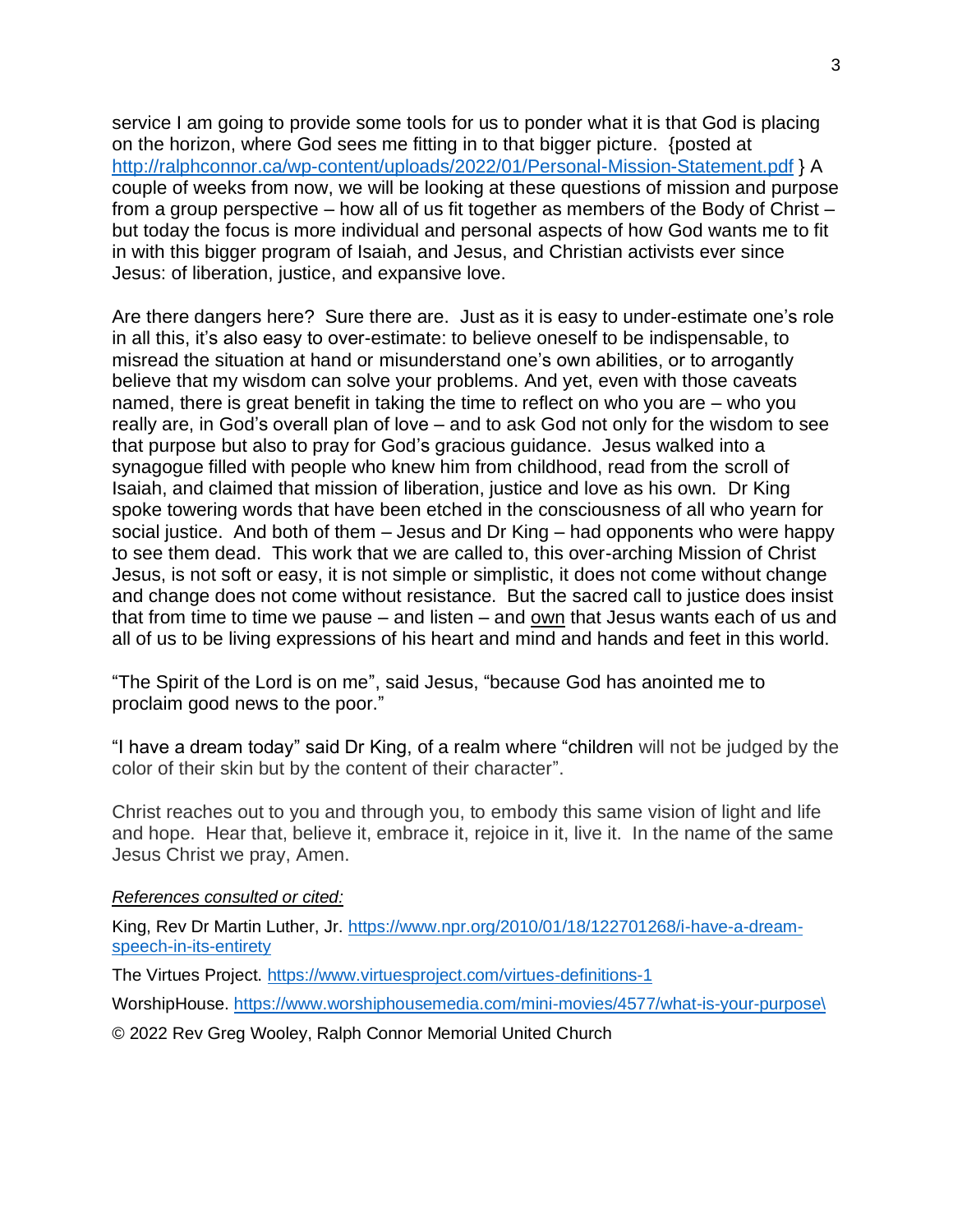service I am going to provide some tools for us to ponder what it is that God is placing on the horizon, where God sees me fitting in to that bigger picture. {posted at http://ralphconnor.ca/wp-content/uploads/2022/01/Personal-Mission-Statement.pdf } A couple of weeks from now, we will be looking at these questions of mission and purpose from a group perspective – how all of us fit together as members of the Body of Christ – but today the focus is more individual and personal aspects of how God wants me to fit in with this bigger program of Isaiah, and Jesus, and Christian activists ever since Jesus: of liberation, justice, and expansive love.

Are there dangers here? Sure there are. Just as it is easy to under-estimate one's role in all this, it's also easy to over-estimate: to believe oneself to be indispensable, to misread the situation at hand or misunderstand one's own abilities, or to arrogantly believe that my wisdom can solve your problems. And yet, even with those caveats named, there is great benefit in taking the time to reflect on who you are – who you really are, in God's overall plan of love – and to ask God not only for the wisdom to see that purpose but also to pray for God's gracious guidance. Jesus walked into a synagogue filled with people who knew him from childhood, read from the scroll of Isaiah, and claimed that mission of liberation, justice and love as his own. Dr King spoke towering words that have been etched in the consciousness of all who yearn for social justice. And both of them – Jesus and Dr King – had opponents who were happy to see them dead. This work that we are called to, this over-arching Mission of Christ Jesus, is not soft or easy, it is not simple or simplistic, it does not come without change and change does not come without resistance. But the sacred call to justice does insist that from time to time we pause – and listen – and <u>own</u> that Jesus wants each of us and all of us to be living expressions of his heart and mind and hands and feet in this world.

"The Spirit of the Lord is on me", said Jesus, "because God has anointed me to proclaim good news to the poor."

"I have a dream today" said Dr King, of a realm where "children will not be judged by the color of their skin but by the content of their character".

Christ reaches out to you and through you, to embody this same vision of light and life and hope. Hear that, believe it, embrace it, rejoice in it, live it. In the name of the same Jesus Christ we pray, Amen.

*<u>References consulted or cited:</u>*

King, Rev Dr Martin Luther, Jr. https://www.npr.org/2010/01/18/122701268/i-have-a-dream-speech-in-its-entirety

The Virtues Project. https://www.virtuesproject.com/virtues-definitions-1

WorshipHouse. https://www.worshiphousemedia.com/mini-movies/4577/what-is-your-purpose\

© 2022 Rev Greg Wooley, Ralph Connor Memorial United Church